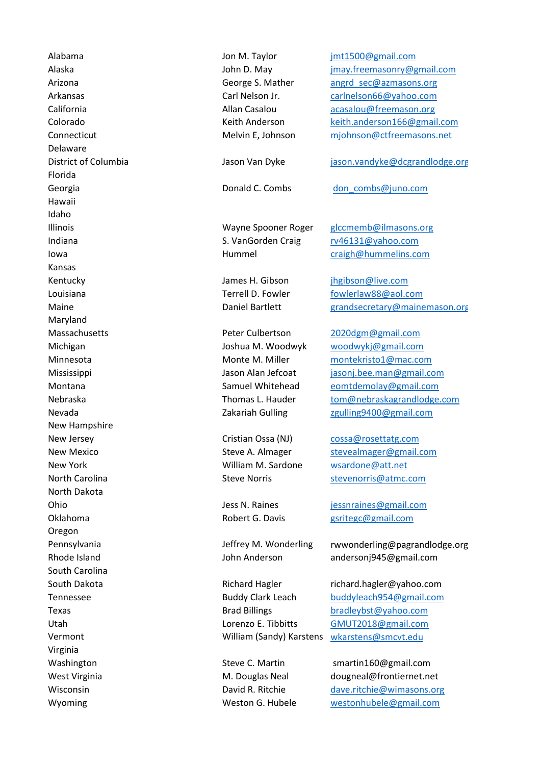| | | |
|---|---|---|
| Alabama | Jon M. Taylor | jmt1500@gmail.com |
| Alaska | John D. May | jmay.freemasonry@gmail.com |
| Arizona | George S. Mather | angrd_sec@azmasons.org |
| Arkansas | Carl Nelson Jr. | carlnelson66@yahoo.com |
| California | Allan Casalou | acasalou@freemason.org |
| Colorado | Keith Anderson | keith.anderson166@gmail.com |
| Connecticut | Melvin E, Johnson | mjohnson@ctfreemasons.net |
| Delaware | | |
| District of Columbia | Jason Van Dyke | jason.vandyke@dcgrandlodge.org |
| Florida | | |
| Georgia | Donald C. Combs | don_combs@juno.com |
| Hawaii | | |
| Idaho | | |
| Illinois | Wayne Spooner Roger | glccmemb@ilmasons.org |
| Indiana | S. VanGorden Craig | rv46131@yahoo.com |
| Iowa | Hummel | craigh@hummelins.com |
| Kansas | | |
| Kentucky | James H. Gibson | jhgibson@live.com |
| Louisiana | Terrell D. Fowler | fowlerlaw88@aol.com |
| Maine | Daniel Bartlett | grandsecretary@mainemason.org |
| Maryland | | |
| Massachusetts | Peter Culbertson | 2020dgm@gmail.com |
| Michigan | Joshua M. Woodwyk | woodwykj@gmail.com |
| Minnesota | Monte M. Miller | montekristo1@mac.com |
| Mississippi | Jason Alan Jefcoat | jasonj.bee.man@gmail.com |
| Montana | Samuel Whitehead | eomtdemolay@gmail.com |
| Nebraska | Thomas L. Hauder | tom@nebraskagrandlodge.com |
| Nevada | Zakariah Gulling | zgulling9400@gmail.com |
| New Hampshire | | |
| New Jersey | Cristian Ossa (NJ) | cossa@rosettatg.com |
| New Mexico | Steve A. Almager | stevealmager@gmail.com |
| New York | William M. Sardone | wsardone@att.net |
| North Carolina | Steve Norris | stevenorris@atmc.com |
| North Dakota | | |
| Ohio | Jess N. Raines | jessnraines@gmail.com |
| Oklahoma | Robert G. Davis | gsritegc@gmail.com |
| Oregon | | |
| Pennsylvania | Jeffrey M. Wonderling | rwwonderling@pagrandlodge.org |
| Rhode Island | John Anderson | andersonj945@gmail.com |
| South Carolina | | |
| South Dakota | Richard Hagler | richard.hagler@yahoo.com |
| Tennessee | Buddy Clark Leach | buddyleach954@gmail.com |
| Texas | Brad Billings | bradleybst@yahoo.com |
| Utah | Lorenzo E. Tibbitts | GMUT2018@gmail.com |
| Vermont | William (Sandy) Karstens | wkarstens@smcvt.edu |
| Virginia | | |
| Washington | Steve C. Martin | smartin160@gmail.com |
| West Virginia | M. Douglas Neal | dougneal@frontiernet.net |
| Wisconsin | David R. Ritchie | dave.ritchie@wimasons.org |
| Wyoming | Weston G. Hubele | westonhubele@gmail.com |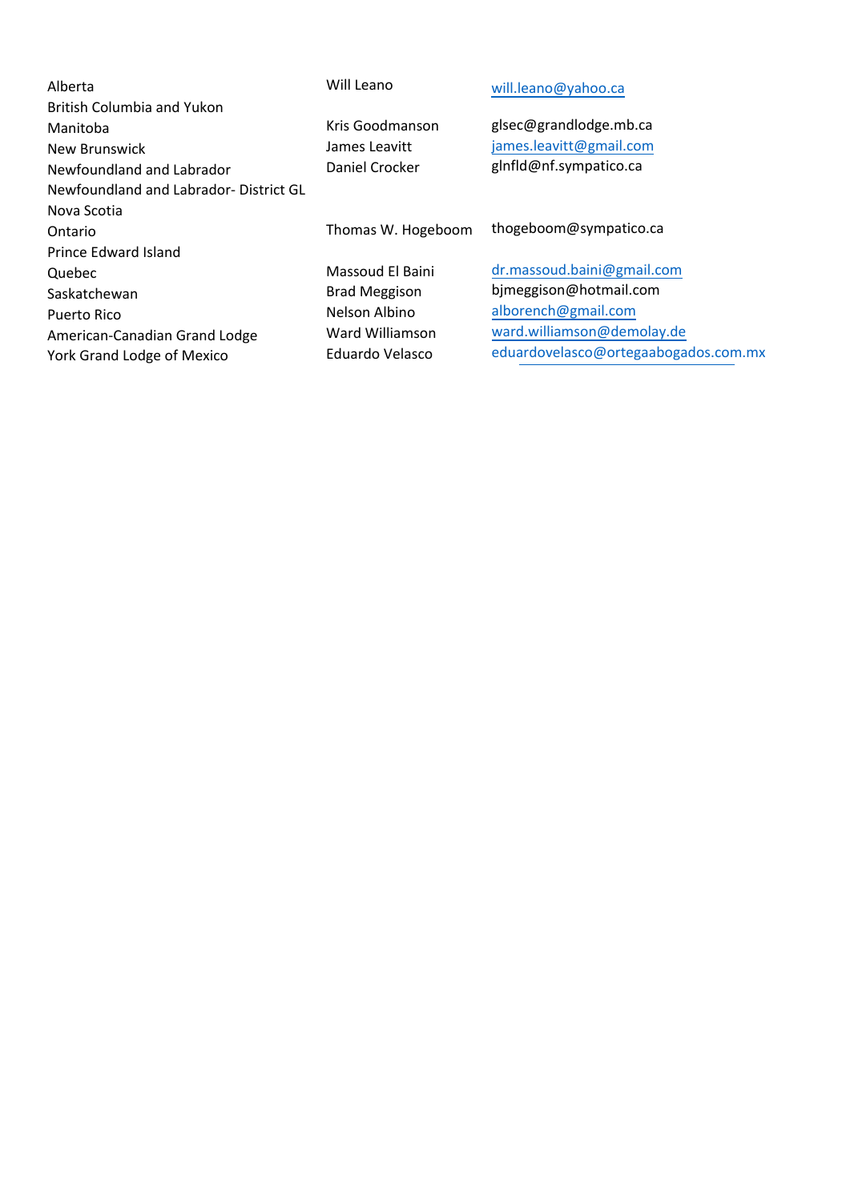| | | |
|---|---|---|
| Alberta | Will Leano | will.leano@yahoo.ca |
| British Columbia and Yukon | | |
| Manitoba | Kris Goodmanson | glsec@grandlodge.mb.ca |
| New Brunswick | James Leavitt | james.leavitt@gmail.com |
| Newfoundland and Labrador | Daniel Crocker | glnfld@nf.sympatico.ca |
| Newfoundland and Labrador- District GL | | |
| Nova Scotia | | |
| Ontario | Thomas W. Hogeboom | thogeboom@sympatico.ca |
| Prince Edward Island | | |
| Quebec | Massoud El Baini | dr.massoud.baini@gmail.com |
| Saskatchewan | Brad Meggison | bjmeggison@hotmail.com |
| Puerto Rico | Nelson Albino | alborench@gmail.com |
| American-Canadian Grand Lodge | Ward Williamson | ward.williamson@demolay.de |
| York Grand Lodge of Mexico | Eduardo Velasco | eduardovelasco@ortegaabogados.com.mx |